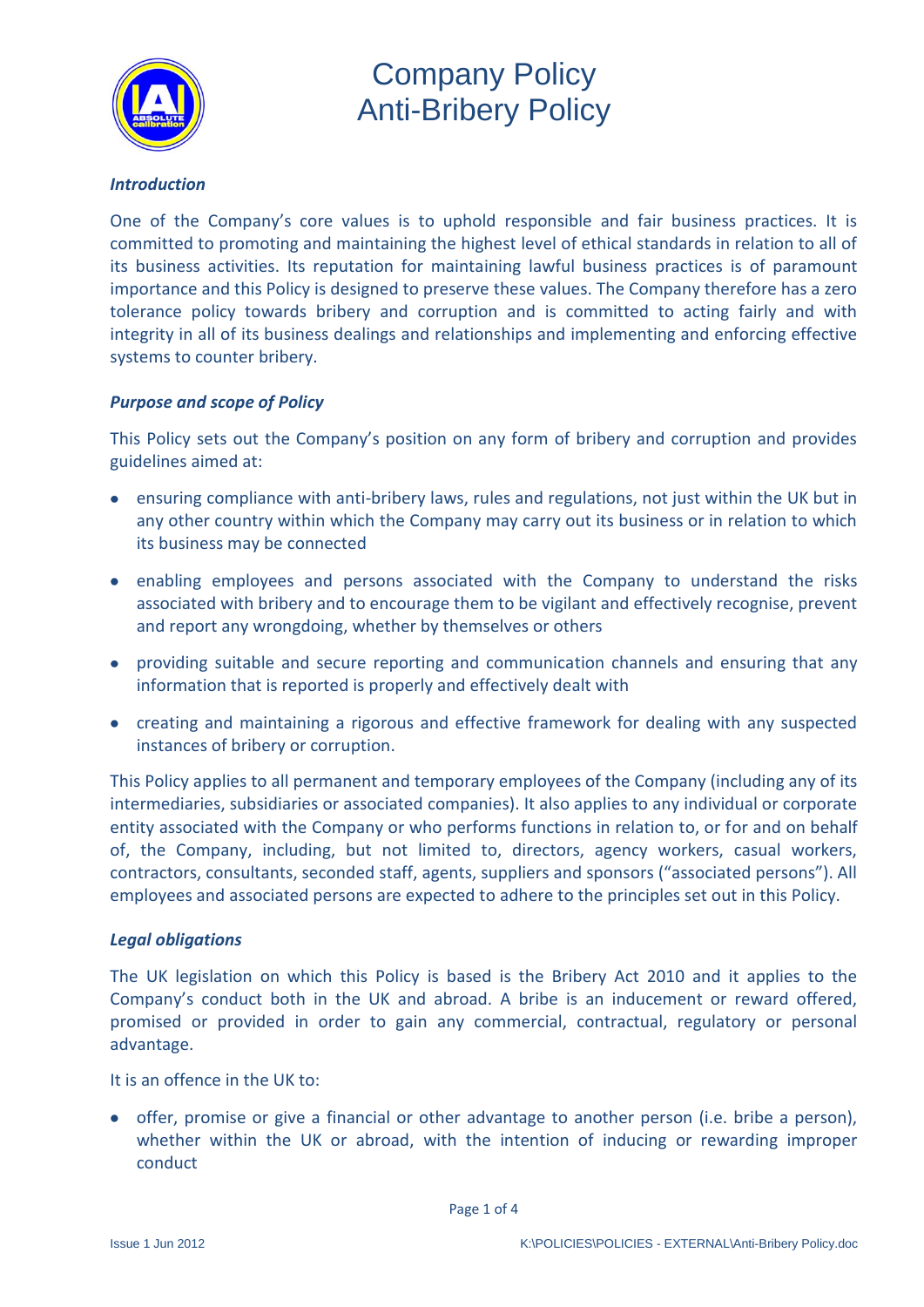# Company Policy
# Anti-Bribery Policy

### *Introduction*

One of the Company's core values is to uphold responsible and fair business practices. It is committed to promoting and maintaining the highest level of ethical standards in relation to all of its business activities. Its reputation for maintaining lawful business practices is of paramount importance and this Policy is designed to preserve these values. The Company therefore has a zero tolerance policy towards bribery and corruption and is committed to acting fairly and with integrity in all of its business dealings and relationships and implementing and enforcing effective systems to counter bribery.

### *Purpose and scope of Policy*

This Policy sets out the Company's position on any form of bribery and corruption and provides guidelines aimed at:

- ensuring compliance with anti-bribery laws, rules and regulations, not just within the UK but in any other country within which the Company may carry out its business or in relation to which its business may be connected
- enabling employees and persons associated with the Company to understand the risks associated with bribery and to encourage them to be vigilant and effectively recognise, prevent and report any wrongdoing, whether by themselves or others
- providing suitable and secure reporting and communication channels and ensuring that any information that is reported is properly and effectively dealt with
- creating and maintaining a rigorous and effective framework for dealing with any suspected instances of bribery or corruption.

This Policy applies to all permanent and temporary employees of the Company (including any of its intermediaries, subsidiaries or associated companies). It also applies to any individual or corporate entity associated with the Company or who performs functions in relation to, or for and on behalf of, the Company, including, but not limited to, directors, agency workers, casual workers, contractors, consultants, seconded staff, agents, suppliers and sponsors ("associated persons"). All employees and associated persons are expected to adhere to the principles set out in this Policy.

### *Legal obligations*

The UK legislation on which this Policy is based is the Bribery Act 2010 and it applies to the Company's conduct both in the UK and abroad. A bribe is an inducement or reward offered, promised or provided in order to gain any commercial, contractual, regulatory or personal advantage.

It is an offence in the UK to:

- offer, promise or give a financial or other advantage to another person (i.e. bribe a person), whether within the UK or abroad, with the intention of inducing or rewarding improper conduct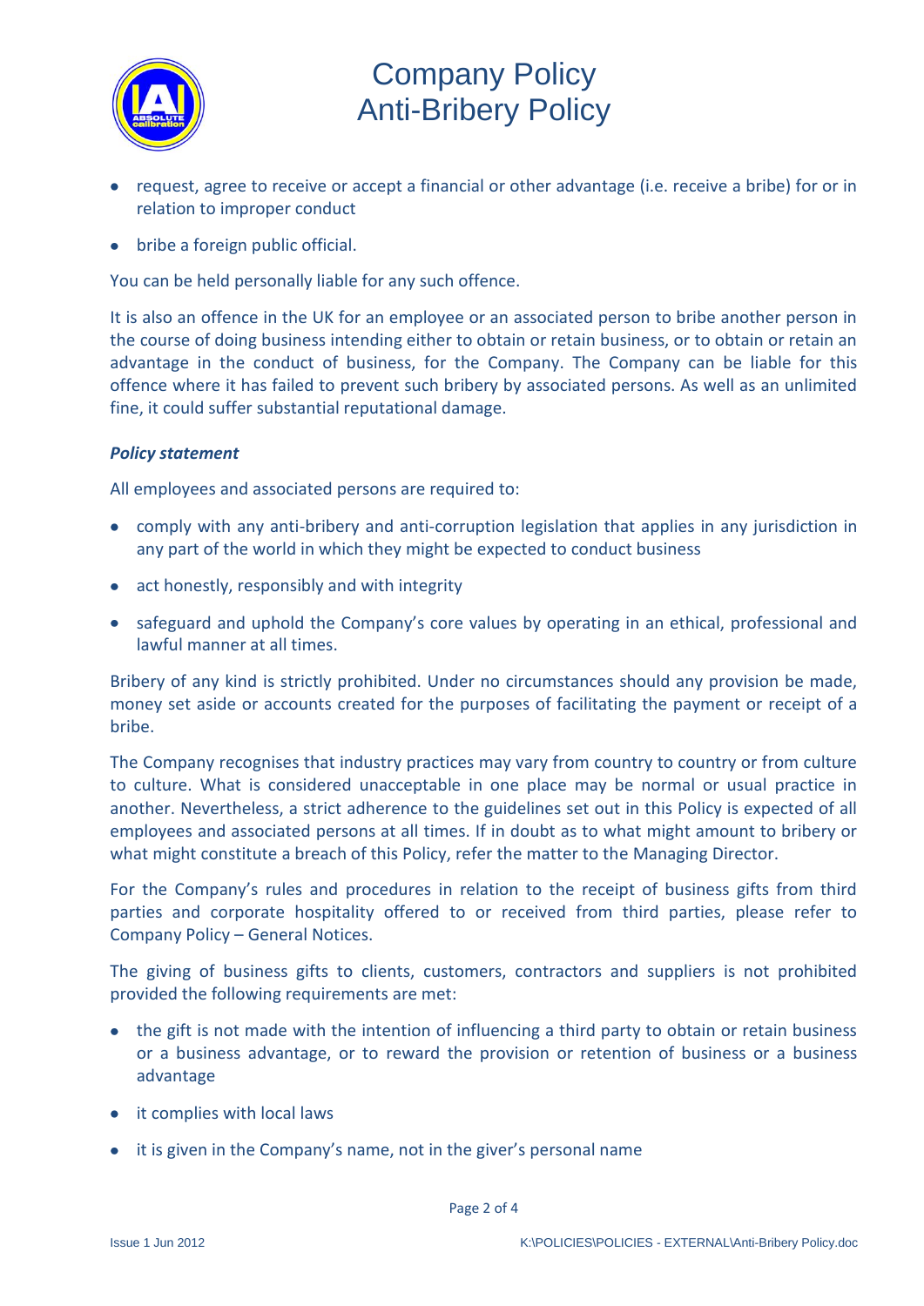- request, agree to receive or accept a financial or other advantage (i.e. receive a bribe) for or in relation to improper conduct
- bribe a foreign public official.

You can be held personally liable for any such offence.

It is also an offence in the UK for an employee or an associated person to bribe another person in the course of doing business intending either to obtain or retain business, or to obtain or retain an advantage in the conduct of business, for the Company. The Company can be liable for this offence where it has failed to prevent such bribery by associated persons. As well as an unlimited fine, it could suffer substantial reputational damage.

***Policy statement***

All employees and associated persons are required to:

- comply with any anti-bribery and anti-corruption legislation that applies in any jurisdiction in any part of the world in which they might be expected to conduct business
- act honestly, responsibly and with integrity
- safeguard and uphold the Company's core values by operating in an ethical, professional and lawful manner at all times.

Bribery of any kind is strictly prohibited. Under no circumstances should any provision be made, money set aside or accounts created for the purposes of facilitating the payment or receipt of a bribe.

The Company recognises that industry practices may vary from country to country or from culture to culture. What is considered unacceptable in one place may be normal or usual practice in another. Nevertheless, a strict adherence to the guidelines set out in this Policy is expected of all employees and associated persons at all times. If in doubt as to what might amount to bribery or what might constitute a breach of this Policy, refer the matter to the Managing Director.

For the Company's rules and procedures in relation to the receipt of business gifts from third parties and corporate hospitality offered to or received from third parties, please refer to Company Policy – General Notices.

The giving of business gifts to clients, customers, contractors and suppliers is not prohibited provided the following requirements are met:

- the gift is not made with the intention of influencing a third party to obtain or retain business or a business advantage, or to reward the provision or retention of business or a business advantage
- it complies with local laws
- it is given in the Company's name, not in the giver's personal name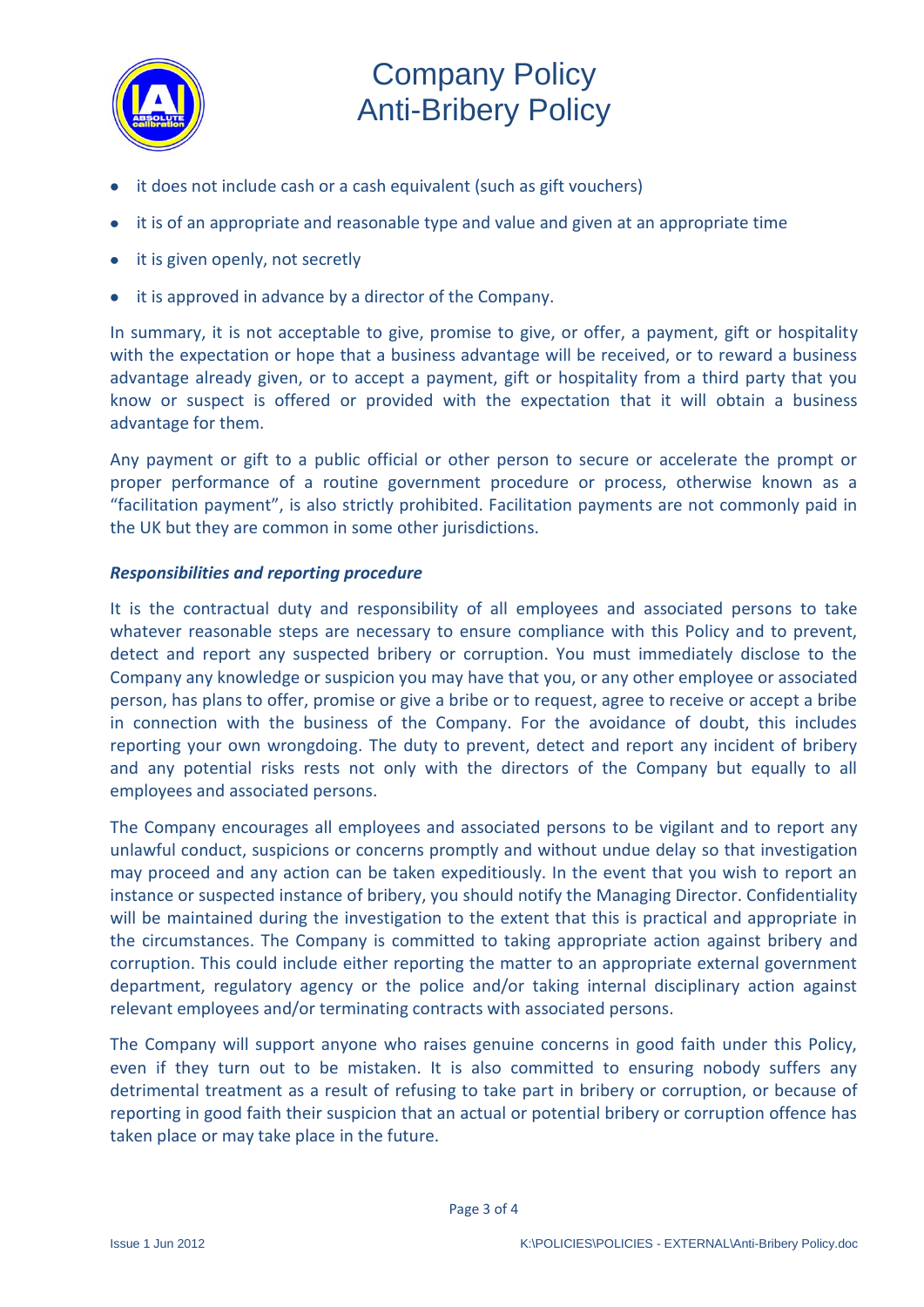- it does not include cash or a cash equivalent (such as gift vouchers)
- it is of an appropriate and reasonable type and value and given at an appropriate time
- it is given openly, not secretly
- it is approved in advance by a director of the Company.

In summary, it is not acceptable to give, promise to give, or offer, a payment, gift or hospitality with the expectation or hope that a business advantage will be received, or to reward a business advantage already given, or to accept a payment, gift or hospitality from a third party that you know or suspect is offered or provided with the expectation that it will obtain a business advantage for them.

Any payment or gift to a public official or other person to secure or accelerate the prompt or proper performance of a routine government procedure or process, otherwise known as a "facilitation payment", is also strictly prohibited. Facilitation payments are not commonly paid in the UK but they are common in some other jurisdictions.

***Responsibilities and reporting procedure***

It is the contractual duty and responsibility of all employees and associated persons to take whatever reasonable steps are necessary to ensure compliance with this Policy and to prevent, detect and report any suspected bribery or corruption. You must immediately disclose to the Company any knowledge or suspicion you may have that you, or any other employee or associated person, has plans to offer, promise or give a bribe or to request, agree to receive or accept a bribe in connection with the business of the Company. For the avoidance of doubt, this includes reporting your own wrongdoing. The duty to prevent, detect and report any incident of bribery and any potential risks rests not only with the directors of the Company but equally to all employees and associated persons.

The Company encourages all employees and associated persons to be vigilant and to report any unlawful conduct, suspicions or concerns promptly and without undue delay so that investigation may proceed and any action can be taken expeditiously. In the event that you wish to report an instance or suspected instance of bribery, you should notify the Managing Director. Confidentiality will be maintained during the investigation to the extent that this is practical and appropriate in the circumstances. The Company is committed to taking appropriate action against bribery and corruption. This could include either reporting the matter to an appropriate external government department, regulatory agency or the police and/or taking internal disciplinary action against relevant employees and/or terminating contracts with associated persons.

The Company will support anyone who raises genuine concerns in good faith under this Policy, even if they turn out to be mistaken. It is also committed to ensuring nobody suffers any detrimental treatment as a result of refusing to take part in bribery or corruption, or because of reporting in good faith their suspicion that an actual or potential bribery or corruption offence has taken place or may take place in the future.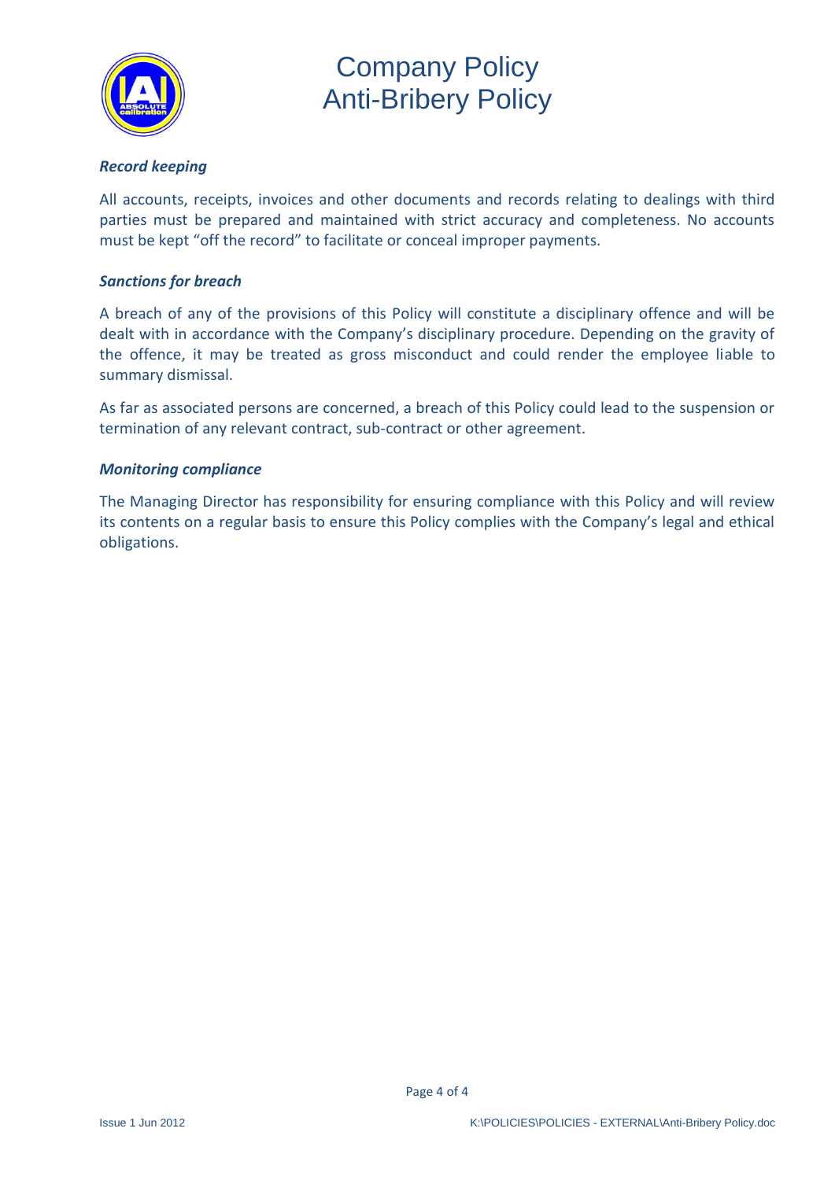***Record keeping***

All accounts, receipts, invoices and other documents and records relating to dealings with third parties must be prepared and maintained with strict accuracy and completeness. No accounts must be kept "off the record" to facilitate or conceal improper payments.

***Sanctions for breach***

A breach of any of the provisions of this Policy will constitute a disciplinary offence and will be dealt with in accordance with the Company's disciplinary procedure. Depending on the gravity of the offence, it may be treated as gross misconduct and could render the employee liable to summary dismissal.

As far as associated persons are concerned, a breach of this Policy could lead to the suspension or termination of any relevant contract, sub-contract or other agreement.

***Monitoring compliance***

The Managing Director has responsibility for ensuring compliance with this Policy and will review its contents on a regular basis to ensure this Policy complies with the Company's legal and ethical obligations.